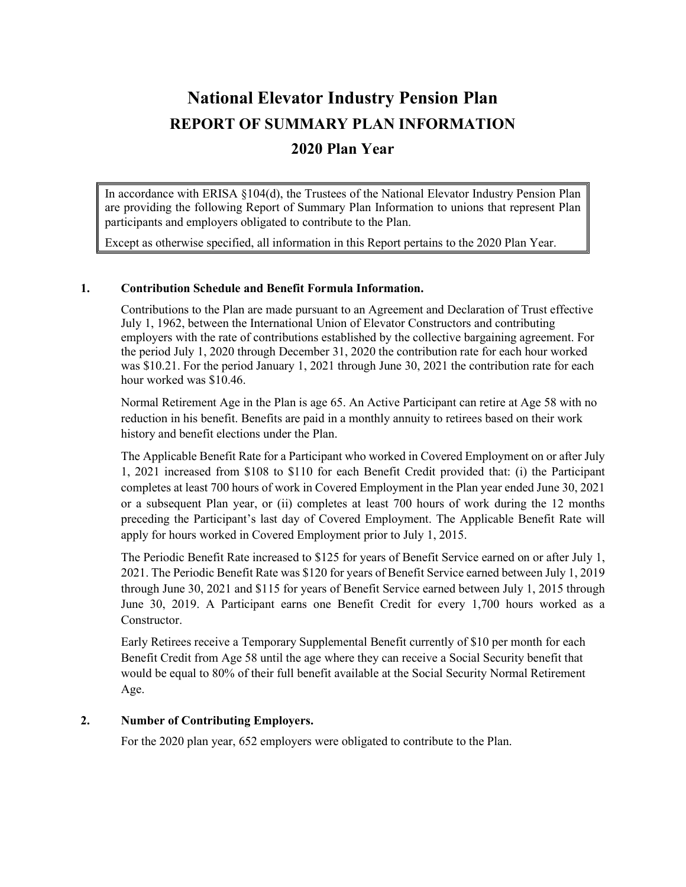# National Elevator Industry Pension Plan

## REPORT OF SUMMARY PLAN INFORMATION

## 2020 Plan Year

> In accordance with ERISA §104(d), the Trustees of the National Elevator Industry Pension Plan are providing the following Report of Summary Plan Information to unions that represent Plan participants and employers obligated to contribute to the Plan.
>
> Except as otherwise specified, all information in this Report pertains to the 2020 Plan Year.

### 1. Contribution Schedule and Benefit Formula Information.

Contributions to the Plan are made pursuant to an Agreement and Declaration of Trust effective July 1, 1962, between the International Union of Elevator Constructors and contributing employers with the rate of contributions established by the collective bargaining agreement. For the period July 1, 2020 through December 31, 2020 the contribution rate for each hour worked was $10.21. For the period January 1, 2021 through June 30, 2021 the contribution rate for each hour worked was $10.46.

Normal Retirement Age in the Plan is age 65. An Active Participant can retire at Age 58 with no reduction in his benefit. Benefits are paid in a monthly annuity to retirees based on their work history and benefit elections under the Plan.

The Applicable Benefit Rate for a Participant who worked in Covered Employment on or after July 1, 2021 increased from $108 to $110 for each Benefit Credit provided that: (i) the Participant completes at least 700 hours of work in Covered Employment in the Plan year ended June 30, 2021 or a subsequent Plan year, or (ii) completes at least 700 hours of work during the 12 months preceding the Participant's last day of Covered Employment. The Applicable Benefit Rate will apply for hours worked in Covered Employment prior to July 1, 2015.

The Periodic Benefit Rate increased to $125 for years of Benefit Service earned on or after July 1, 2021. The Periodic Benefit Rate was $120 for years of Benefit Service earned between July 1, 2019 through June 30, 2021 and $115 for years of Benefit Service earned between July 1, 2015 through June 30, 2019. A Participant earns one Benefit Credit for every 1,700 hours worked as a Constructor.

Early Retirees receive a Temporary Supplemental Benefit currently of $10 per month for each Benefit Credit from Age 58 until the age where they can receive a Social Security benefit that would be equal to 80% of their full benefit available at the Social Security Normal Retirement Age.

### 2. Number of Contributing Employers.

For the 2020 plan year, 652 employers were obligated to contribute to the Plan.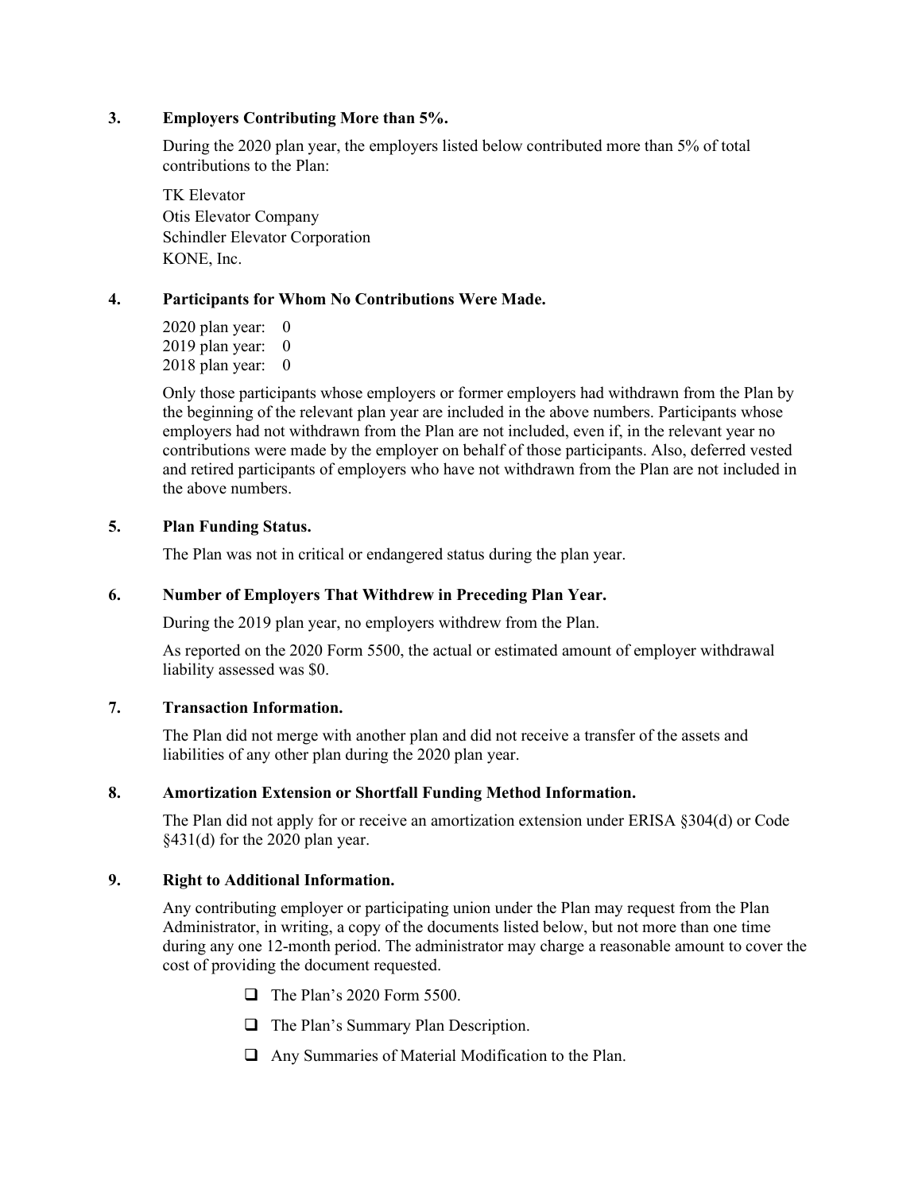## 3. Employers Contributing More than 5%.

During the 2020 plan year, the employers listed below contributed more than 5% of total contributions to the Plan:

TK Elevator
Otis Elevator Company
Schindler Elevator Corporation
KONE, Inc.

## 4. Participants for Whom No Contributions Were Made.

2020 plan year: 0
2019 plan year: 0
2018 plan year: 0

Only those participants whose employers or former employers had withdrawn from the Plan by the beginning of the relevant plan year are included in the above numbers. Participants whose employers had not withdrawn from the Plan are not included, even if, in the relevant year no contributions were made by the employer on behalf of those participants. Also, deferred vested and retired participants of employers who have not withdrawn from the Plan are not included in the above numbers.

## 5. Plan Funding Status.

The Plan was not in critical or endangered status during the plan year.

## 6. Number of Employers That Withdrew in Preceding Plan Year.

During the 2019 plan year, no employers withdrew from the Plan.

As reported on the 2020 Form 5500, the actual or estimated amount of employer withdrawal liability assessed was $0.

## 7. Transaction Information.

The Plan did not merge with another plan and did not receive a transfer of the assets and liabilities of any other plan during the 2020 plan year.

## 8. Amortization Extension or Shortfall Funding Method Information.

The Plan did not apply for or receive an amortization extension under ERISA §304(d) or Code §431(d) for the 2020 plan year.

## 9. Right to Additional Information.

Any contributing employer or participating union under the Plan may request from the Plan Administrator, in writing, a copy of the documents listed below, but not more than one time during any one 12-month period. The administrator may charge a reasonable amount to cover the cost of providing the document requested.

- ❑ The Plan's 2020 Form 5500.
- ❑ The Plan's Summary Plan Description.
- ❑ Any Summaries of Material Modification to the Plan.